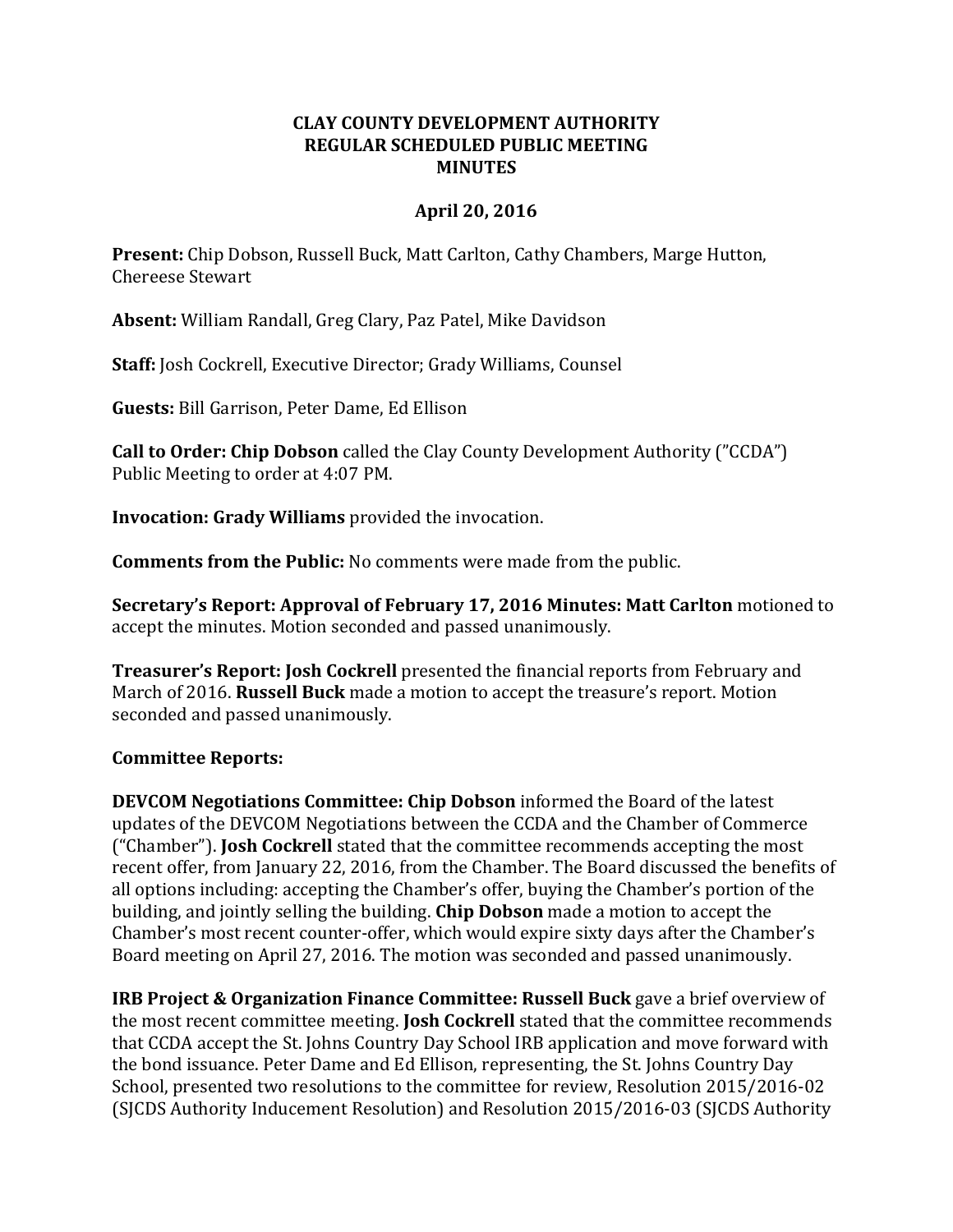# CLAY COUNTY DEVELOPMENT AUTHORITY
## REGULAR SCHEDULED PUBLIC MEETING
## MINUTES

### April 20, 2016

**Present:** Chip Dobson, Russell Buck, Matt Carlton, Cathy Chambers, Marge Hutton, Chereese Stewart

**Absent:** William Randall, Greg Clary, Paz Patel, Mike Davidson

**Staff:** Josh Cockrell, Executive Director; Grady Williams, Counsel

**Guests:** Bill Garrison, Peter Dame, Ed Ellison

**Call to Order: Chip Dobson** called the Clay County Development Authority ("CCDA") Public Meeting to order at 4:07 PM.

**Invocation: Grady Williams** provided the invocation.

**Comments from the Public:** No comments were made from the public.

**Secretary's Report: Approval of February 17, 2016 Minutes: Matt Carlton** motioned to accept the minutes. Motion seconded and passed unanimously.

**Treasurer's Report: Josh Cockrell** presented the financial reports from February and March of 2016. **Russell Buck** made a motion to accept the treasure's report. Motion seconded and passed unanimously.

**Committee Reports:**

**DEVCOM Negotiations Committee: Chip Dobson** informed the Board of the latest updates of the DEVCOM Negotiations between the CCDA and the Chamber of Commerce ("Chamber"). **Josh Cockrell** stated that the committee recommends accepting the most recent offer, from January 22, 2016, from the Chamber. The Board discussed the benefits of all options including: accepting the Chamber's offer, buying the Chamber's portion of the building, and jointly selling the building. **Chip Dobson** made a motion to accept the Chamber's most recent counter-offer, which would expire sixty days after the Chamber's Board meeting on April 27, 2016. The motion was seconded and passed unanimously.

**IRB Project & Organization Finance Committee: Russell Buck** gave a brief overview of the most recent committee meeting. **Josh Cockrell** stated that the committee recommends that CCDA accept the St. Johns Country Day School IRB application and move forward with the bond issuance. Peter Dame and Ed Ellison, representing, the St. Johns Country Day School, presented two resolutions to the committee for review, Resolution 2015/2016-02 (SJCDS Authority Inducement Resolution) and Resolution 2015/2016-03 (SJCDS Authority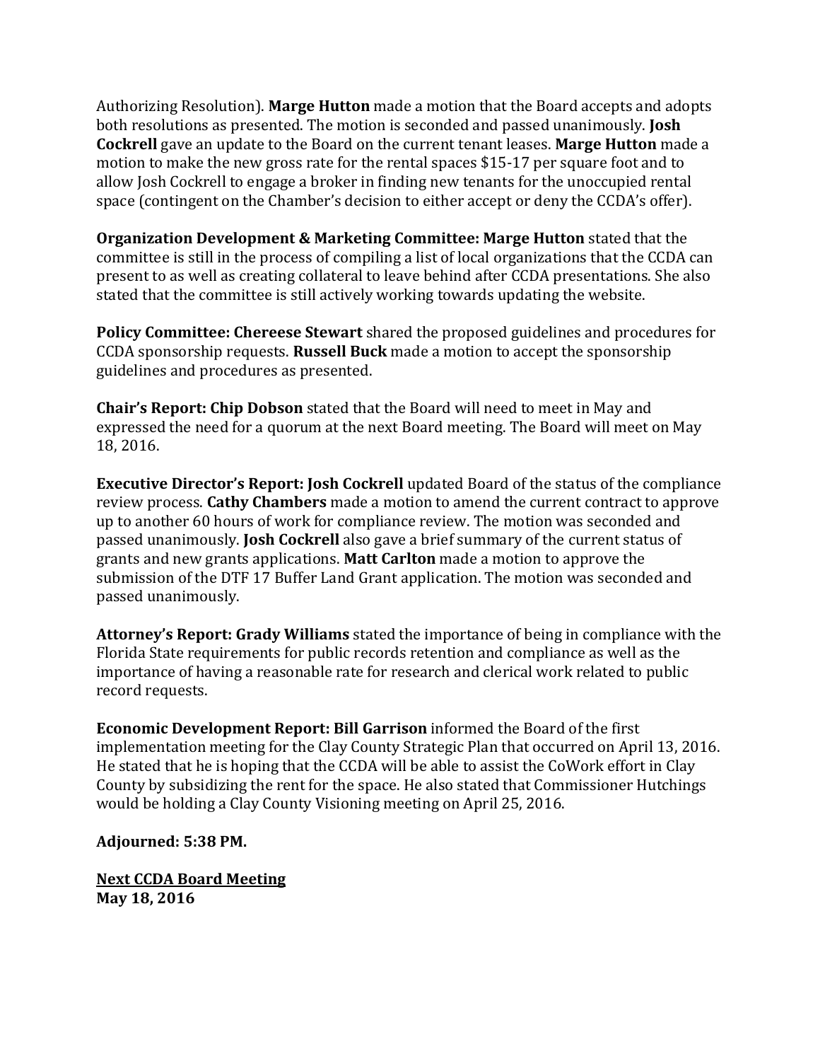Authorizing Resolution). **Marge Hutton** made a motion that the Board accepts and adopts both resolutions as presented. The motion is seconded and passed unanimously. **Josh Cockrell** gave an update to the Board on the current tenant leases. **Marge Hutton** made a motion to make the new gross rate for the rental spaces $15-17 per square foot and to allow Josh Cockrell to engage a broker in finding new tenants for the unoccupied rental space (contingent on the Chamber's decision to either accept or deny the CCDA's offer).

**Organization Development & Marketing Committee: Marge Hutton** stated that the committee is still in the process of compiling a list of local organizations that the CCDA can present to as well as creating collateral to leave behind after CCDA presentations. She also stated that the committee is still actively working towards updating the website.

**Policy Committee: Chereese Stewart** shared the proposed guidelines and procedures for CCDA sponsorship requests. **Russell Buck** made a motion to accept the sponsorship guidelines and procedures as presented.

**Chair's Report: Chip Dobson** stated that the Board will need to meet in May and expressed the need for a quorum at the next Board meeting. The Board will meet on May 18, 2016.

**Executive Director's Report: Josh Cockrell** updated Board of the status of the compliance review process. **Cathy Chambers** made a motion to amend the current contract to approve up to another 60 hours of work for compliance review. The motion was seconded and passed unanimously. **Josh Cockrell** also gave a brief summary of the current status of grants and new grants applications. **Matt Carlton** made a motion to approve the submission of the DTF 17 Buffer Land Grant application. The motion was seconded and passed unanimously.

**Attorney's Report: Grady Williams** stated the importance of being in compliance with the Florida State requirements for public records retention and compliance as well as the importance of having a reasonable rate for research and clerical work related to public record requests.

**Economic Development Report: Bill Garrison** informed the Board of the first implementation meeting for the Clay County Strategic Plan that occurred on April 13, 2016. He stated that he is hoping that the CCDA will be able to assist the CoWork effort in Clay County by subsidizing the rent for the space. He also stated that Commissioner Hutchings would be holding a Clay County Visioning meeting on April 25, 2016.

**Adjourned: 5:38 PM.**

**Next CCDA Board Meeting**
**May 18, 2016**